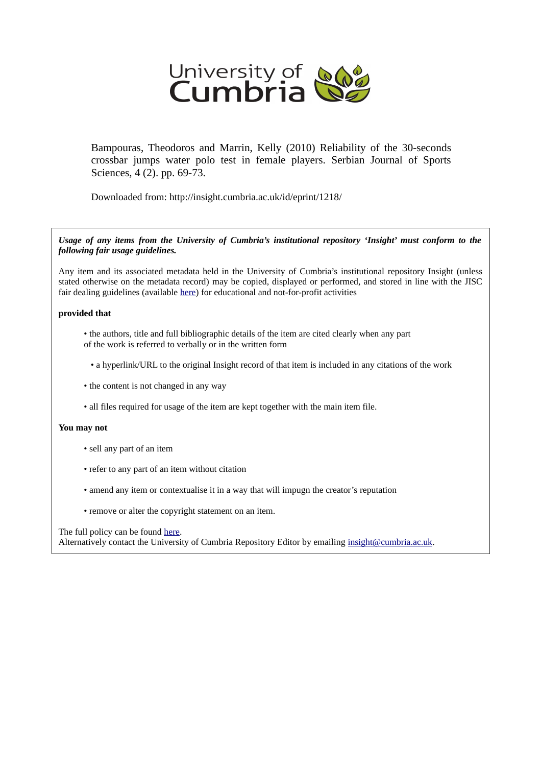University of Cumbria

Bampouras, Theodoros and Marrin, Kelly (2010) Reliability of the 30-seconds crossbar jumps water polo test in female players. Serbian Journal of Sports Sciences, 4 (2). pp. 69-73.

Downloaded from: http://insight.cumbria.ac.uk/id/eprint/1218/

***Usage of any items from the University of Cumbria's institutional repository 'Insight' must conform to the following fair usage guidelines.***

Any item and its associated metadata held in the University of Cumbria's institutional repository Insight (unless stated otherwise on the metadata record) may be copied, displayed or performed, and stored in line with the JISC fair dealing guidelines (available [here](#)) for educational and not-for-profit activities

**provided that**

- the authors, title and full bibliographic details of the item are cited clearly when any part of the work is referred to verbally or in the written form
- a hyperlink/URL to the original Insight record of that item is included in any citations of the work
- the content is not changed in any way
- all files required for usage of the item are kept together with the main item file.

**You may not**

- sell any part of an item
- refer to any part of an item without citation
- amend any item or contextualise it in a way that will impugn the creator's reputation
- remove or alter the copyright statement on an item.

The full policy can be found [here](#).
Alternatively contact the University of Cumbria Repository Editor by emailing insight@cumbria.ac.uk.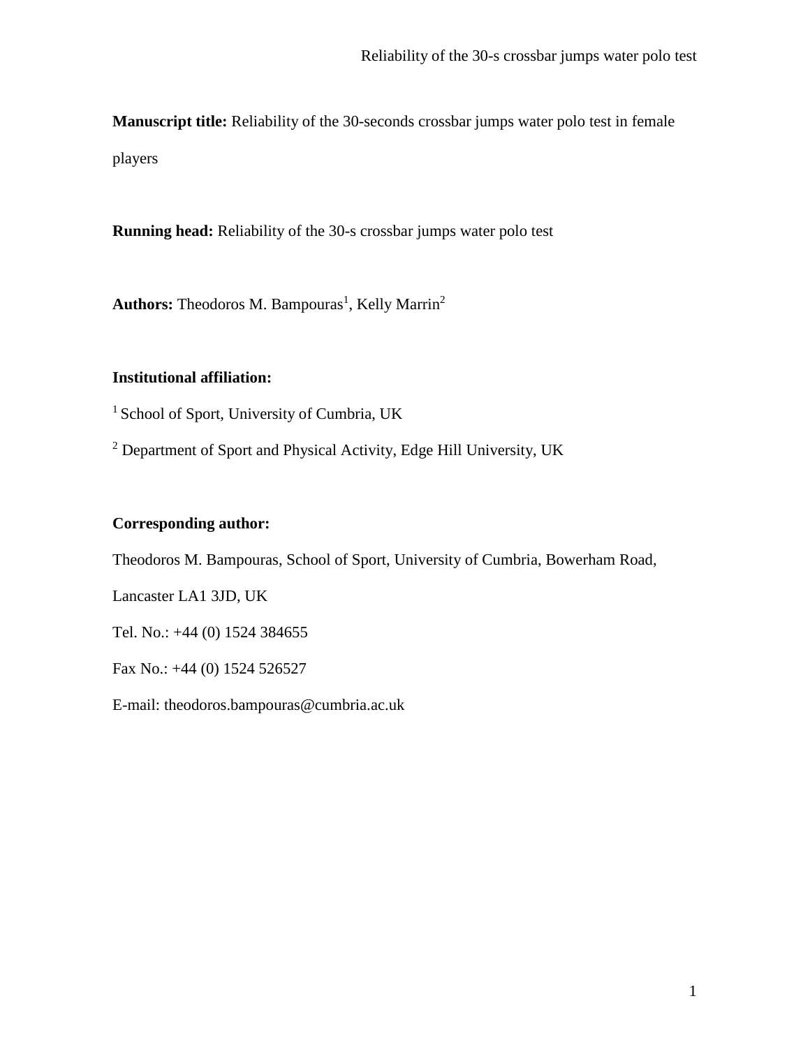**Manuscript title:** Reliability of the 30-seconds crossbar jumps water polo test in female players

**Running head:** Reliability of the 30-s crossbar jumps water polo test

**Authors:** Theodoros M. Bampouras[1], Kelly Marrin[2]

**Institutional affiliation:**

[1] School of Sport, University of Cumbria, UK

[2] Department of Sport and Physical Activity, Edge Hill University, UK

**Corresponding author:**

Theodoros M. Bampouras, School of Sport, University of Cumbria, Bowerham Road, Lancaster LA1 3JD, UK

Tel. No.: +44 (0) 1524 384655

Fax No.: +44 (0) 1524 526527

E-mail: theodoros.bampouras@cumbria.ac.uk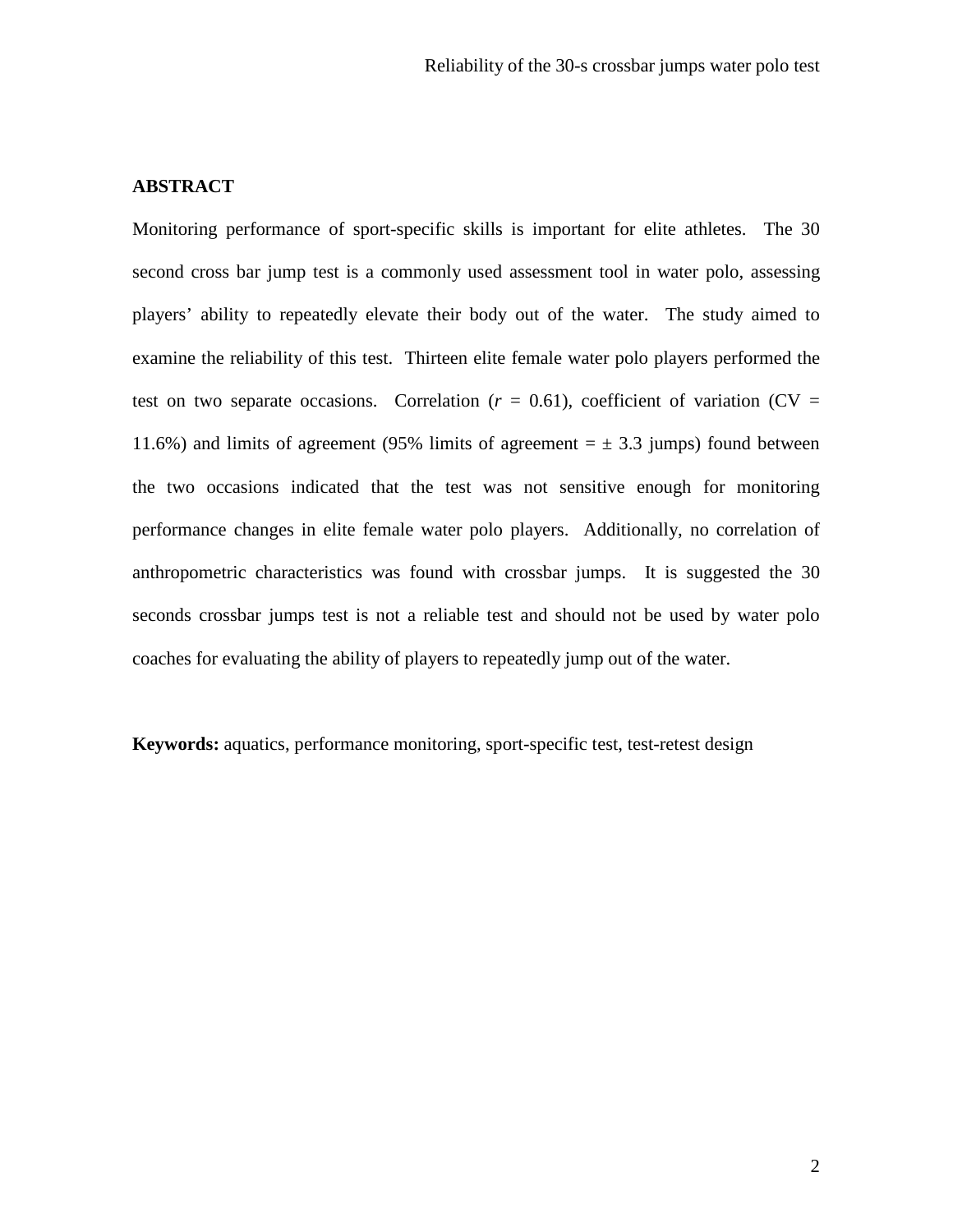## ABSTRACT

Monitoring performance of sport-specific skills is important for elite athletes. The 30 second cross bar jump test is a commonly used assessment tool in water polo, assessing players' ability to repeatedly elevate their body out of the water. The study aimed to examine the reliability of this test. Thirteen elite female water polo players performed the test on two separate occasions. Correlation ($r$ = 0.61), coefficient of variation (CV = 11.6%) and limits of agreement (95% limits of agreement = ± 3.3 jumps) found between the two occasions indicated that the test was not sensitive enough for monitoring performance changes in elite female water polo players. Additionally, no correlation of anthropometric characteristics was found with crossbar jumps. It is suggested the 30 seconds crossbar jumps test is not a reliable test and should not be used by water polo coaches for evaluating the ability of players to repeatedly jump out of the water.

**Keywords:** aquatics, performance monitoring, sport-specific test, test-retest design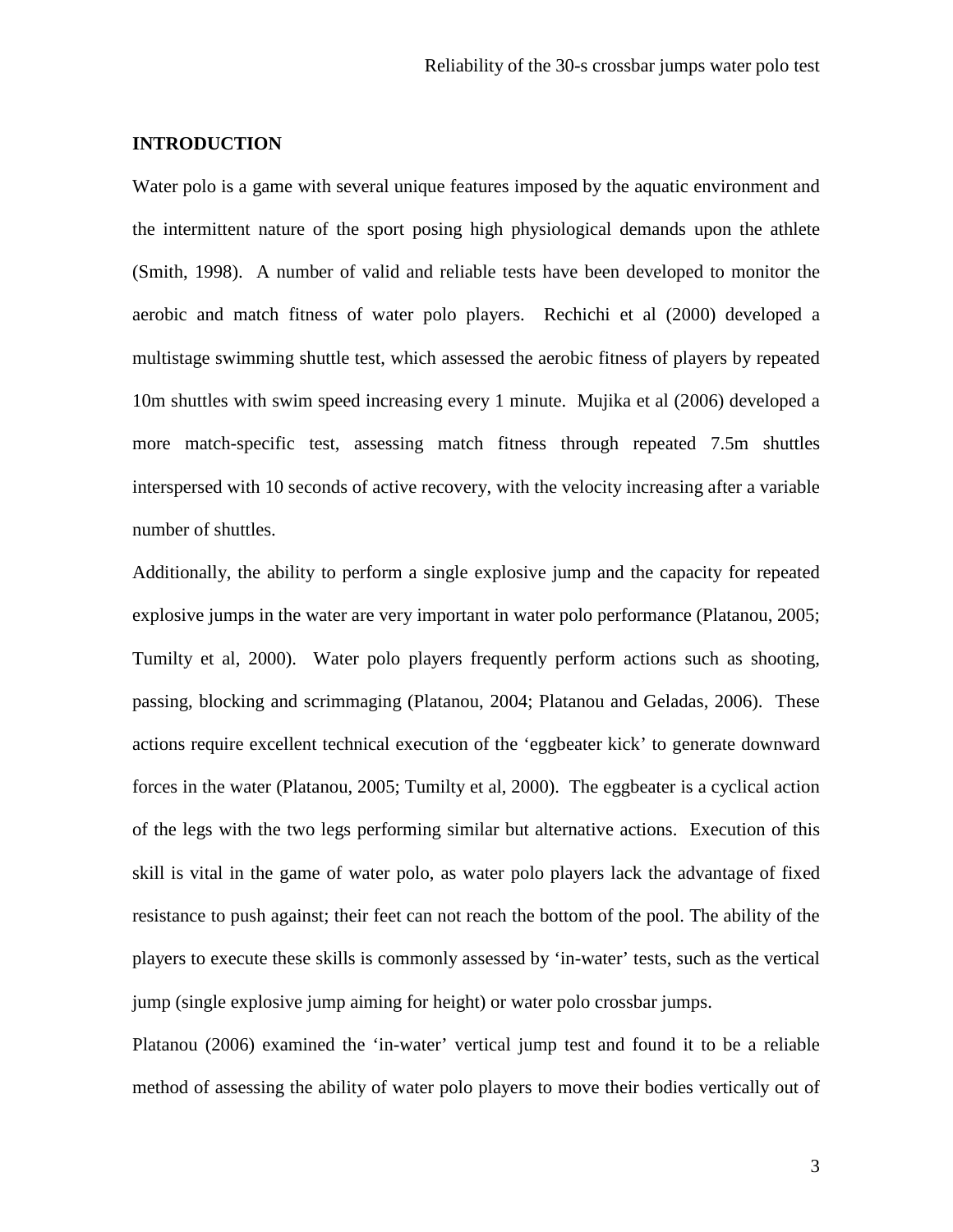## INTRODUCTION

Water polo is a game with several unique features imposed by the aquatic environment and the intermittent nature of the sport posing high physiological demands upon the athlete (Smith, 1998). A number of valid and reliable tests have been developed to monitor the aerobic and match fitness of water polo players. Rechichi et al (2000) developed a multistage swimming shuttle test, which assessed the aerobic fitness of players by repeated 10m shuttles with swim speed increasing every 1 minute. Mujika et al (2006) developed a more match-specific test, assessing match fitness through repeated 7.5m shuttles interspersed with 10 seconds of active recovery, with the velocity increasing after a variable number of shuttles.

Additionally, the ability to perform a single explosive jump and the capacity for repeated explosive jumps in the water are very important in water polo performance (Platanou, 2005; Tumilty et al, 2000). Water polo players frequently perform actions such as shooting, passing, blocking and scrimmaging (Platanou, 2004; Platanou and Geladas, 2006). These actions require excellent technical execution of the 'eggbeater kick' to generate downward forces in the water (Platanou, 2005; Tumilty et al, 2000). The eggbeater is a cyclical action of the legs with the two legs performing similar but alternative actions. Execution of this skill is vital in the game of water polo, as water polo players lack the advantage of fixed resistance to push against; their feet can not reach the bottom of the pool. The ability of the players to execute these skills is commonly assessed by 'in-water' tests, such as the vertical jump (single explosive jump aiming for height) or water polo crossbar jumps.

Platanou (2006) examined the 'in-water' vertical jump test and found it to be a reliable method of assessing the ability of water polo players to move their bodies vertically out of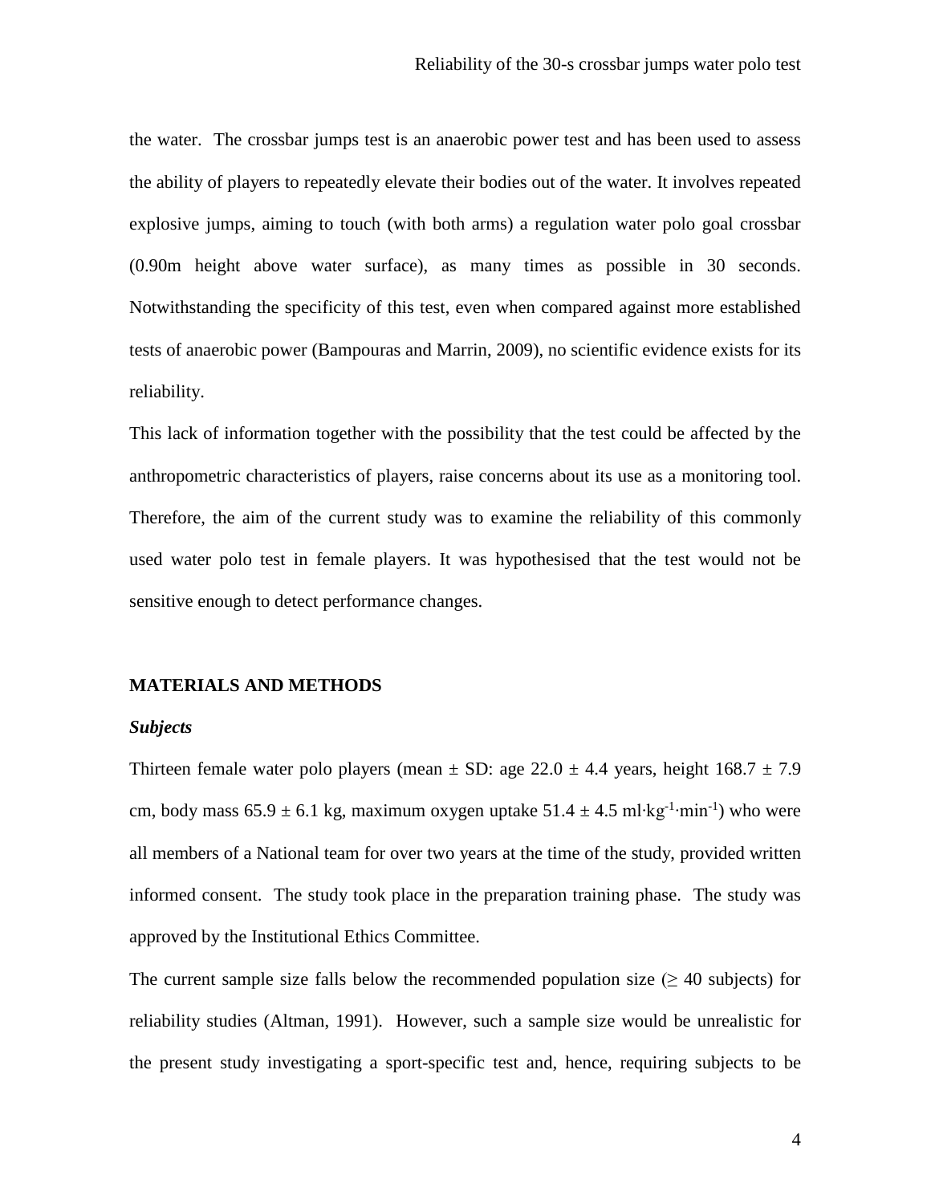the water. The crossbar jumps test is an anaerobic power test and has been used to assess the ability of players to repeatedly elevate their bodies out of the water. It involves repeated explosive jumps, aiming to touch (with both arms) a regulation water polo goal crossbar (0.90m height above water surface), as many times as possible in 30 seconds. Notwithstanding the specificity of this test, even when compared against more established tests of anaerobic power (Bampouras and Marrin, 2009), no scientific evidence exists for its reliability.

This lack of information together with the possibility that the test could be affected by the anthropometric characteristics of players, raise concerns about its use as a monitoring tool. Therefore, the aim of the current study was to examine the reliability of this commonly used water polo test in female players. It was hypothesised that the test would not be sensitive enough to detect performance changes.

## MATERIALS AND METHODS

### *Subjects*

Thirteen female water polo players (mean ± SD: age 22.0 ± 4.4 years, height 168.7 ± 7.9 cm, body mass 65.9 ± 6.1 kg, maximum oxygen uptake 51.4 ± 4.5 $ml \cdot kg^{-1} \cdot min^{-1}$) who were all members of a National team for over two years at the time of the study, provided written informed consent. The study took place in the preparation training phase. The study was approved by the Institutional Ethics Committee.

The current sample size falls below the recommended population size (≥ 40 subjects) for reliability studies (Altman, 1991). However, such a sample size would be unrealistic for the present study investigating a sport-specific test and, hence, requiring subjects to be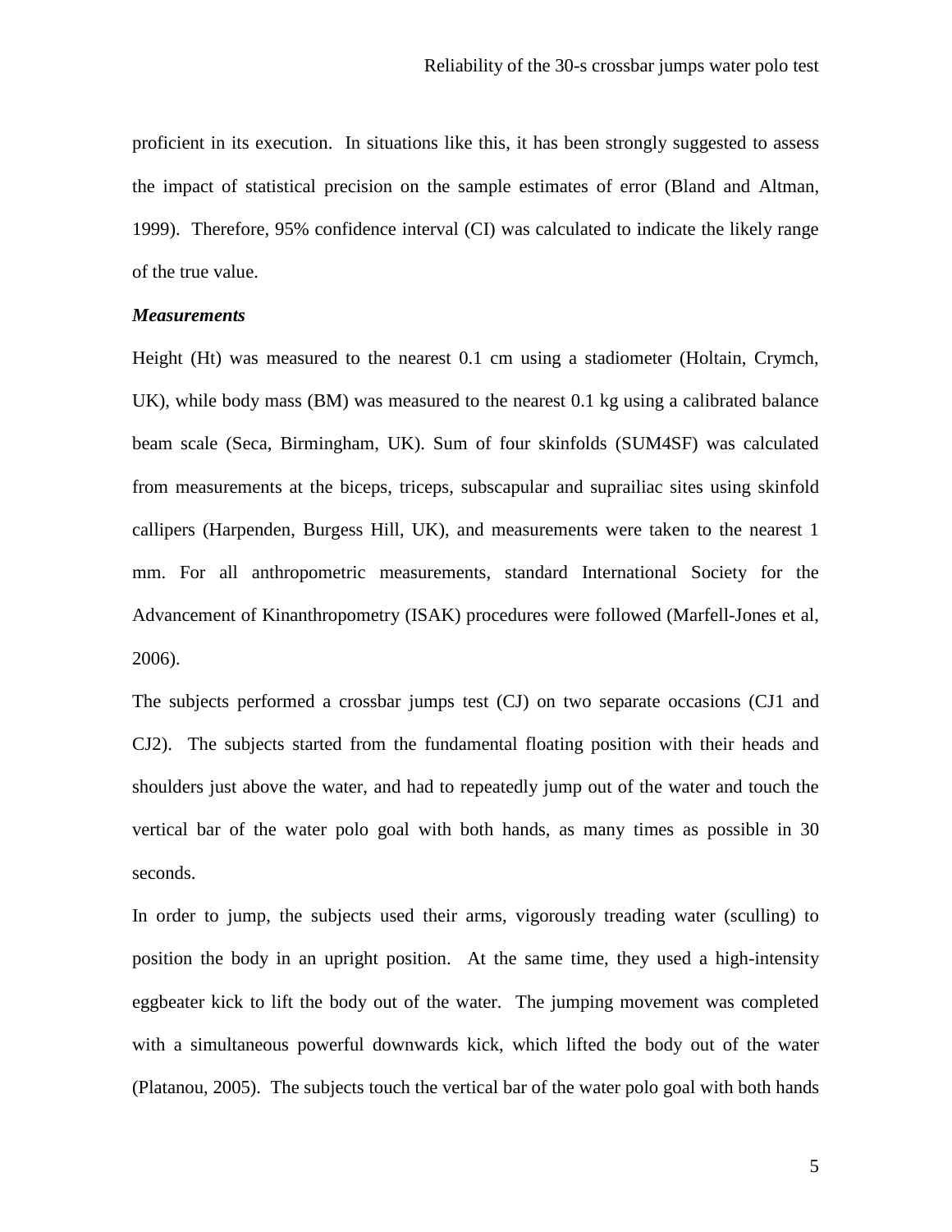proficient in its execution. In situations like this, it has been strongly suggested to assess the impact of statistical precision on the sample estimates of error (Bland and Altman, 1999). Therefore, 95% confidence interval (CI) was calculated to indicate the likely range of the true value.

***Measurements***

Height (Ht) was measured to the nearest 0.1 cm using a stadiometer (Holtain, Crymch, UK), while body mass (BM) was measured to the nearest 0.1 kg using a calibrated balance beam scale (Seca, Birmingham, UK). Sum of four skinfolds (SUM4SF) was calculated from measurements at the biceps, triceps, subscapular and suprailiac sites using skinfold callipers (Harpenden, Burgess Hill, UK), and measurements were taken to the nearest 1 mm. For all anthropometric measurements, standard International Society for the Advancement of Kinanthropometry (ISAK) procedures were followed (Marfell-Jones et al, 2006).

The subjects performed a crossbar jumps test (CJ) on two separate occasions (CJ1 and CJ2). The subjects started from the fundamental floating position with their heads and shoulders just above the water, and had to repeatedly jump out of the water and touch the vertical bar of the water polo goal with both hands, as many times as possible in 30 seconds.

In order to jump, the subjects used their arms, vigorously treading water (sculling) to position the body in an upright position. At the same time, they used a high-intensity eggbeater kick to lift the body out of the water. The jumping movement was completed with a simultaneous powerful downwards kick, which lifted the body out of the water (Platanou, 2005). The subjects touch the vertical bar of the water polo goal with both hands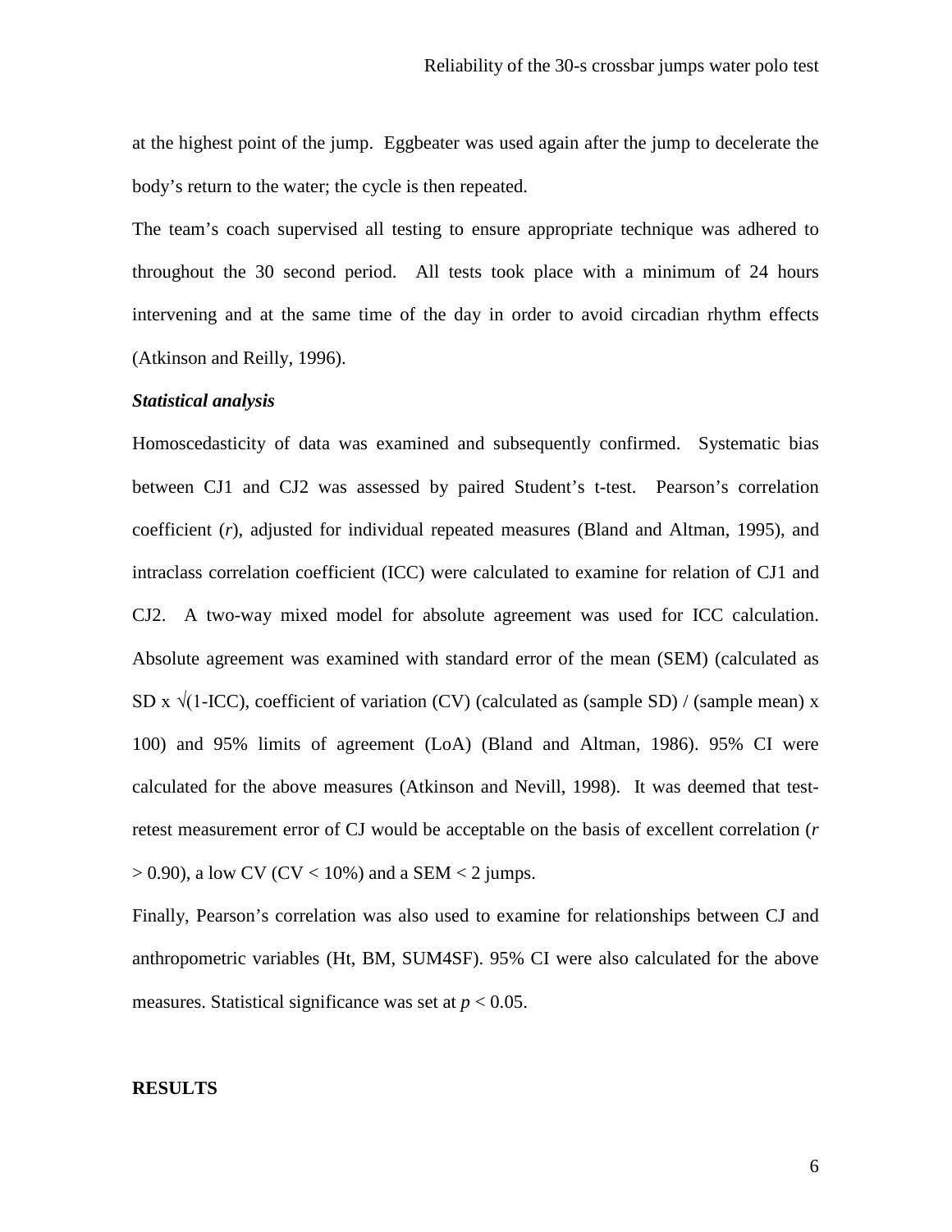at the highest point of the jump. Eggbeater was used again after the jump to decelerate the body's return to the water; the cycle is then repeated.

The team's coach supervised all testing to ensure appropriate technique was adhered to throughout the 30 second period. All tests took place with a minimum of 24 hours intervening and at the same time of the day in order to avoid circadian rhythm effects (Atkinson and Reilly, 1996).

***Statistical analysis***

Homoscedasticity of data was examined and subsequently confirmed. Systematic bias between CJ1 and CJ2 was assessed by paired Student's t-test. Pearson's correlation coefficient ($r$), adjusted for individual repeated measures (Bland and Altman, 1995), and intraclass correlation coefficient (ICC) were calculated to examine for relation of CJ1 and CJ2. A two-way mixed model for absolute agreement was used for ICC calculation. Absolute agreement was examined with standard error of the mean (SEM) (calculated as SD x $\sqrt{}$(1-ICC), coefficient of variation (CV) (calculated as (sample SD) / (sample mean) x 100) and 95% limits of agreement (LoA) (Bland and Altman, 1986). 95% CI were calculated for the above measures (Atkinson and Nevill, 1998). It was deemed that test-retest measurement error of CJ would be acceptable on the basis of excellent correlation ($r > 0.90$), a low CV (CV < 10%) and a SEM < 2 jumps.

Finally, Pearson's correlation was also used to examine for relationships between CJ and anthropometric variables (Ht, BM, SUM4SF). 95% CI were also calculated for the above measures. Statistical significance was set at $p < 0.05$.

**RESULTS**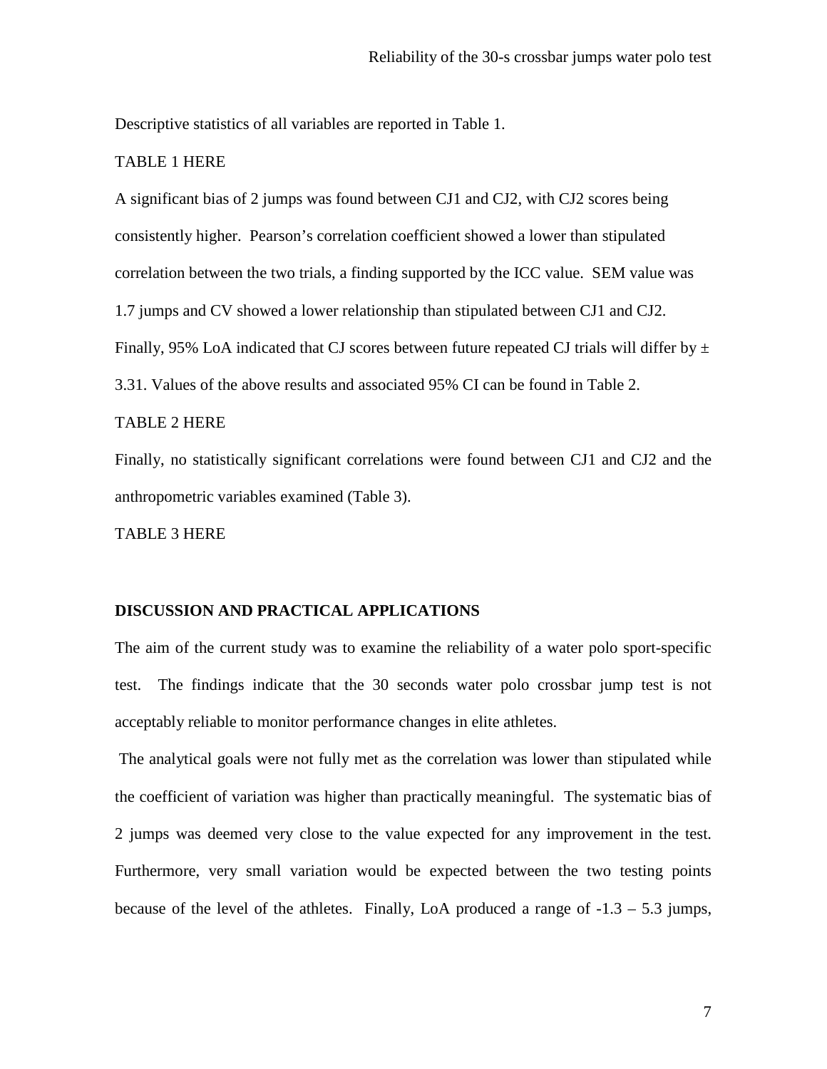Descriptive statistics of all variables are reported in Table 1.

TABLE 1 HERE

A significant bias of 2 jumps was found between CJ1 and CJ2, with CJ2 scores being consistently higher. Pearson's correlation coefficient showed a lower than stipulated correlation between the two trials, a finding supported by the ICC value. SEM value was 1.7 jumps and CV showed a lower relationship than stipulated between CJ1 and CJ2. Finally, 95% LoA indicated that CJ scores between future repeated CJ trials will differ by ± 3.31. Values of the above results and associated 95% CI can be found in Table 2.

TABLE 2 HERE

Finally, no statistically significant correlations were found between CJ1 and CJ2 and the anthropometric variables examined (Table 3).

TABLE 3 HERE

## DISCUSSION AND PRACTICAL APPLICATIONS

The aim of the current study was to examine the reliability of a water polo sport-specific test. The findings indicate that the 30 seconds water polo crossbar jump test is not acceptably reliable to monitor performance changes in elite athletes.

The analytical goals were not fully met as the correlation was lower than stipulated while the coefficient of variation was higher than practically meaningful. The systematic bias of 2 jumps was deemed very close to the value expected for any improvement in the test. Furthermore, very small variation would be expected between the two testing points because of the level of the athletes. Finally, LoA produced a range of -1.3 – 5.3 jumps,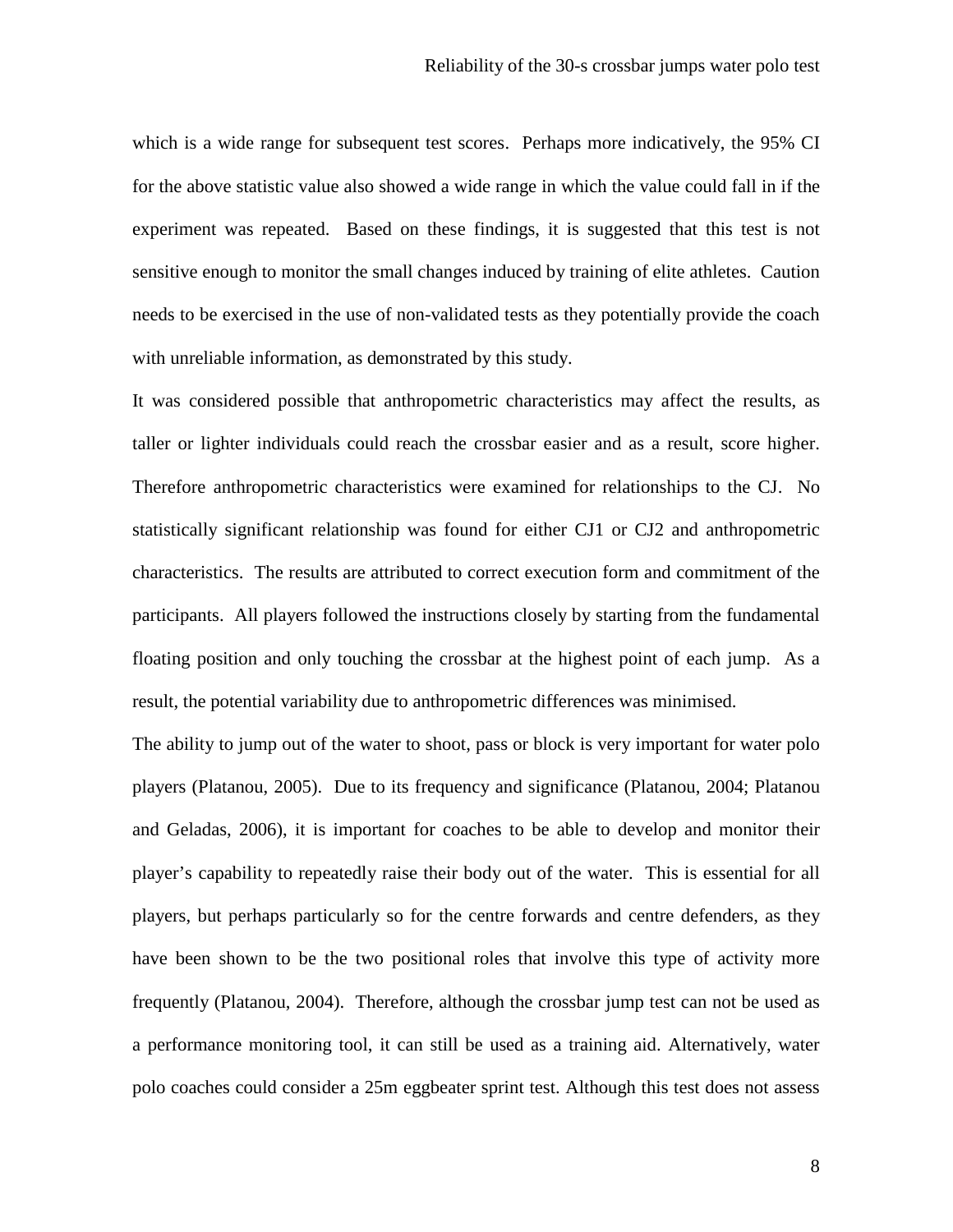which is a wide range for subsequent test scores. Perhaps more indicatively, the 95% CI for the above statistic value also showed a wide range in which the value could fall in if the experiment was repeated. Based on these findings, it is suggested that this test is not sensitive enough to monitor the small changes induced by training of elite athletes. Caution needs to be exercised in the use of non-validated tests as they potentially provide the coach with unreliable information, as demonstrated by this study.

It was considered possible that anthropometric characteristics may affect the results, as taller or lighter individuals could reach the crossbar easier and as a result, score higher. Therefore anthropometric characteristics were examined for relationships to the CJ. No statistically significant relationship was found for either CJ1 or CJ2 and anthropometric characteristics. The results are attributed to correct execution form and commitment of the participants. All players followed the instructions closely by starting from the fundamental floating position and only touching the crossbar at the highest point of each jump. As a result, the potential variability due to anthropometric differences was minimised.

The ability to jump out of the water to shoot, pass or block is very important for water polo players (Platanou, 2005). Due to its frequency and significance (Platanou, 2004; Platanou and Geladas, 2006), it is important for coaches to be able to develop and monitor their player's capability to repeatedly raise their body out of the water. This is essential for all players, but perhaps particularly so for the centre forwards and centre defenders, as they have been shown to be the two positional roles that involve this type of activity more frequently (Platanou, 2004). Therefore, although the crossbar jump test can not be used as a performance monitoring tool, it can still be used as a training aid. Alternatively, water polo coaches could consider a 25m eggbeater sprint test. Although this test does not assess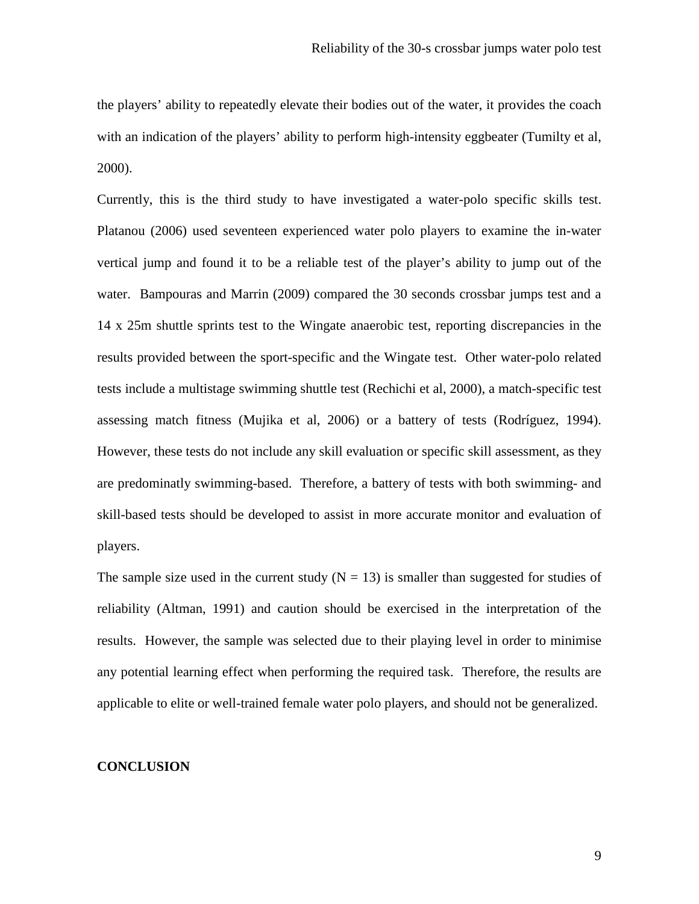the players' ability to repeatedly elevate their bodies out of the water, it provides the coach with an indication of the players' ability to perform high-intensity eggbeater (Tumilty et al, 2000).

Currently, this is the third study to have investigated a water-polo specific skills test. Platanou (2006) used seventeen experienced water polo players to examine the in-water vertical jump and found it to be a reliable test of the player's ability to jump out of the water. Bampouras and Marrin (2009) compared the 30 seconds crossbar jumps test and a 14 x 25m shuttle sprints test to the Wingate anaerobic test, reporting discrepancies in the results provided between the sport-specific and the Wingate test. Other water-polo related tests include a multistage swimming shuttle test (Rechichi et al, 2000), a match-specific test assessing match fitness (Mujika et al, 2006) or a battery of tests (Rodríguez, 1994). However, these tests do not include any skill evaluation or specific skill assessment, as they are predominatly swimming-based. Therefore, a battery of tests with both swimming- and skill-based tests should be developed to assist in more accurate monitor and evaluation of players.

The sample size used in the current study (N = 13) is smaller than suggested for studies of reliability (Altman, 1991) and caution should be exercised in the interpretation of the results. However, the sample was selected due to their playing level in order to minimise any potential learning effect when performing the required task. Therefore, the results are applicable to elite or well-trained female water polo players, and should not be generalized.

## CONCLUSION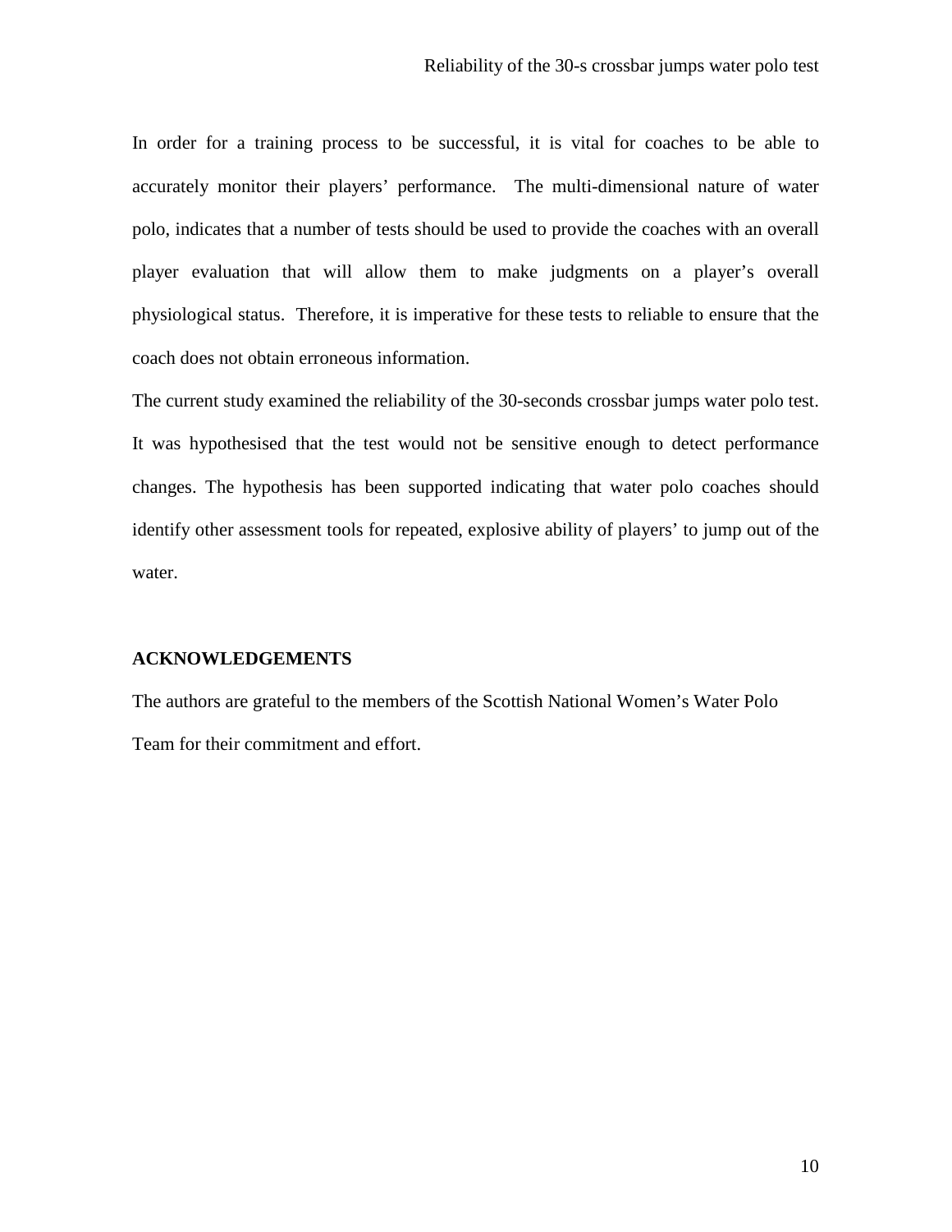In order for a training process to be successful, it is vital for coaches to be able to accurately monitor their players' performance. The multi-dimensional nature of water polo, indicates that a number of tests should be used to provide the coaches with an overall player evaluation that will allow them to make judgments on a player's overall physiological status. Therefore, it is imperative for these tests to reliable to ensure that the coach does not obtain erroneous information.

The current study examined the reliability of the 30-seconds crossbar jumps water polo test. It was hypothesised that the test would not be sensitive enough to detect performance changes. The hypothesis has been supported indicating that water polo coaches should identify other assessment tools for repeated, explosive ability of players' to jump out of the water.

## ACKNOWLEDGEMENTS

The authors are grateful to the members of the Scottish National Women's Water Polo Team for their commitment and effort.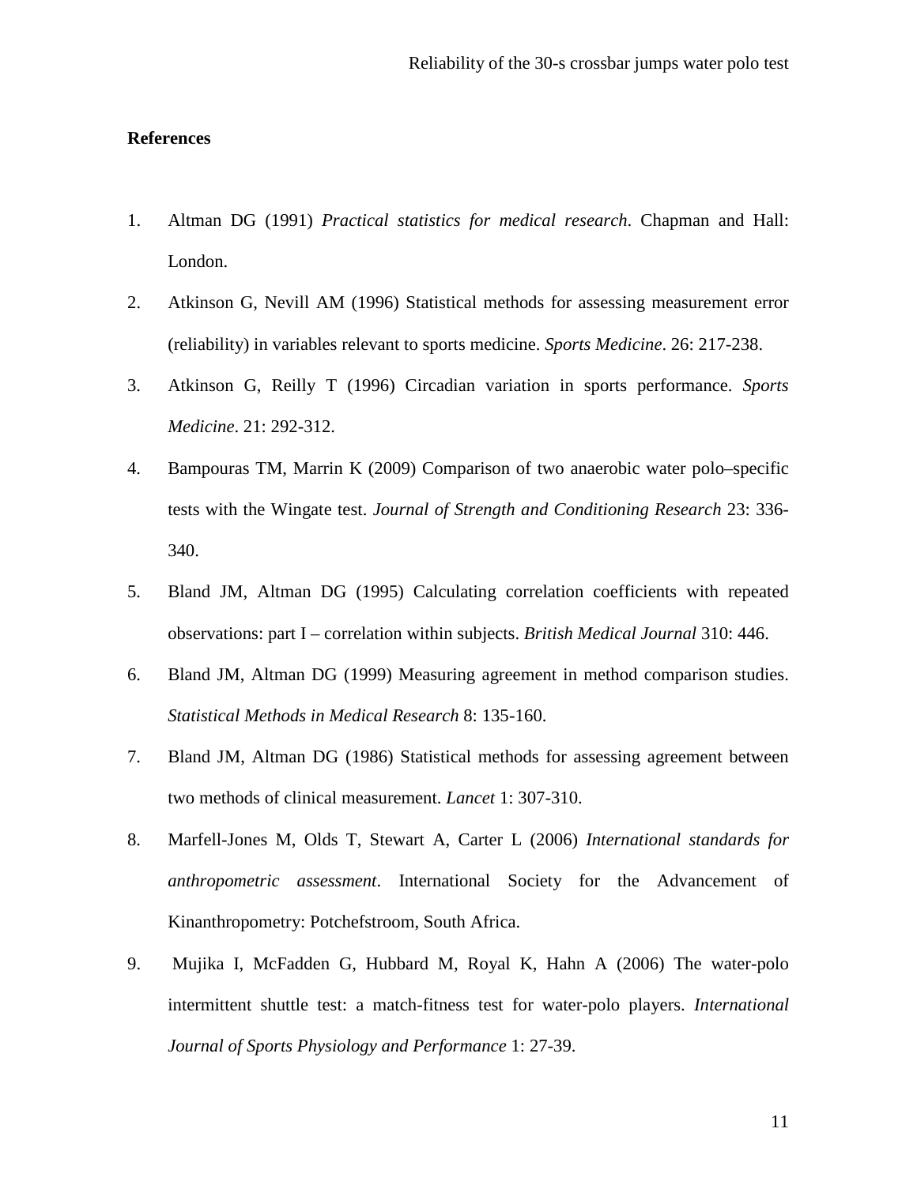**References**

1. Altman DG (1991) *Practical statistics for medical research*. Chapman and Hall: London.
2. Atkinson G, Nevill AM (1996) Statistical methods for assessing measurement error (reliability) in variables relevant to sports medicine. *Sports Medicine*. 26: 217-238.
3. Atkinson G, Reilly T (1996) Circadian variation in sports performance. *Sports Medicine*. 21: 292-312.
4. Bampouras TM, Marrin K (2009) Comparison of two anaerobic water polo–specific tests with the Wingate test. *Journal of Strength and Conditioning Research* 23: 336-340.
5. Bland JM, Altman DG (1995) Calculating correlation coefficients with repeated observations: part I – correlation within subjects. *British Medical Journal* 310: 446.
6. Bland JM, Altman DG (1999) Measuring agreement in method comparison studies. *Statistical Methods in Medical Research* 8: 135-160.
7. Bland JM, Altman DG (1986) Statistical methods for assessing agreement between two methods of clinical measurement. *Lancet* 1: 307-310.
8. Marfell-Jones M, Olds T, Stewart A, Carter L (2006) *International standards for anthropometric assessment*. International Society for the Advancement of Kinanthropometry: Potchefstroom, South Africa.
9. Mujika I, McFadden G, Hubbard M, Royal K, Hahn A (2006) The water-polo intermittent shuttle test: a match-fitness test for water-polo players. *International Journal of Sports Physiology and Performance* 1: 27-39.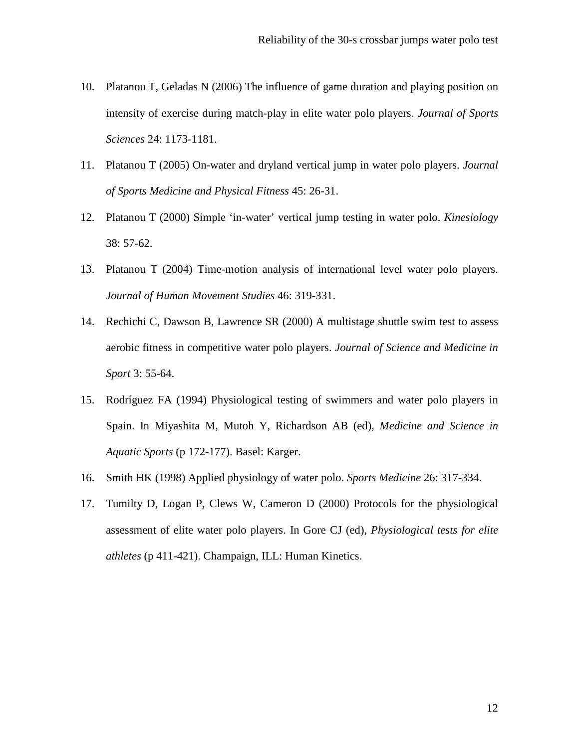10. Platanou T, Geladas N (2006) The influence of game duration and playing position on intensity of exercise during match-play in elite water polo players. *Journal of Sports Sciences* 24: 1173-1181.
11. Platanou T (2005) On-water and dryland vertical jump in water polo players. *Journal of Sports Medicine and Physical Fitness* 45: 26-31.
12. Platanou T (2000) Simple 'in-water' vertical jump testing in water polo. *Kinesiology* 38: 57-62.
13. Platanou T (2004) Time-motion analysis of international level water polo players. *Journal of Human Movement Studies* 46: 319-331.
14. Rechichi C, Dawson B, Lawrence SR (2000) A multistage shuttle swim test to assess aerobic fitness in competitive water polo players. *Journal of Science and Medicine in Sport* 3: 55-64.
15. Rodríguez FA (1994) Physiological testing of swimmers and water polo players in Spain. In Miyashita M, Mutoh Y, Richardson AB (ed), *Medicine and Science in Aquatic Sports* (p 172-177). Basel: Karger.
16. Smith HK (1998) Applied physiology of water polo. *Sports Medicine* 26: 317-334.
17. Tumilty D, Logan P, Clews W, Cameron D (2000) Protocols for the physiological assessment of elite water polo players. In Gore CJ (ed), *Physiological tests for elite athletes* (p 411-421). Champaign, ILL: Human Kinetics.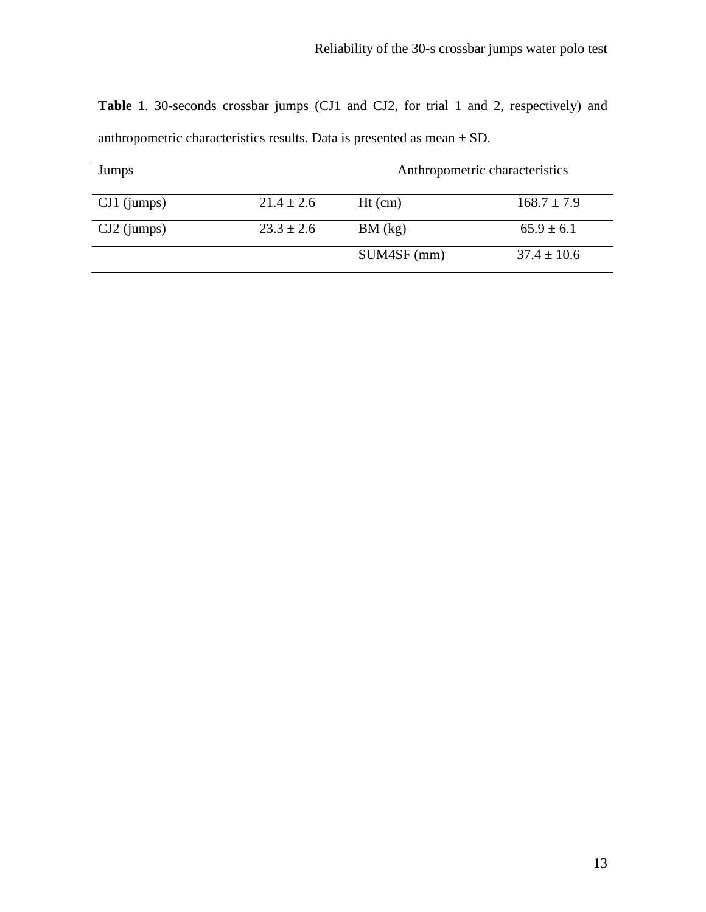**Table 1**. 30-seconds crossbar jumps (CJ1 and CJ2, for trial 1 and 2, respectively) and anthropometric characteristics results. Data is presented as mean ± SD.

| Jumps | | Anthropometric characteristics | |
|---|---|---|---|
| CJ1 (jumps) | 21.4 ± 2.6 | Ht (cm) | 168.7 ± 7.9 |
| CJ2 (jumps) | 23.3 ± 2.6 | BM (kg) | 65.9 ± 6.1 |
| | | SUM4SF (mm) | 37.4 ± 10.6 |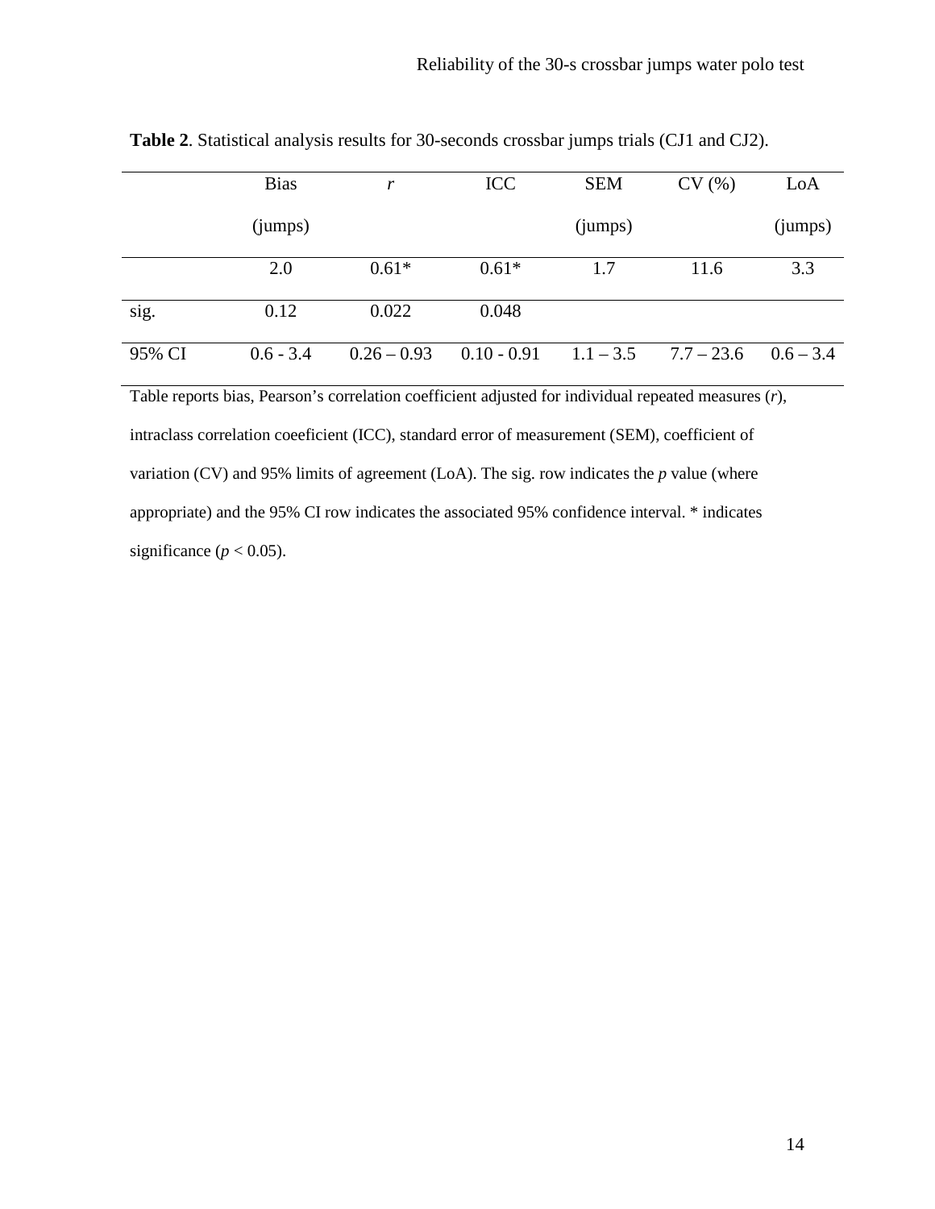**Table 2**. Statistical analysis results for 30-seconds crossbar jumps trials (CJ1 and CJ2).

| | Bias (jumps) | *r* | ICC | SEM (jumps) | CV (%) | LoA (jumps) |
|---|---|---|---|---|---|---|
| | 2.0 | 0.61* | 0.61* | 1.7 | 11.6 | 3.3 |
| sig. | 0.12 | 0.022 | 0.048 | | | |
| 95% CI | 0.6 - 3.4 | 0.26 – 0.93 | 0.10 - 0.91 | 1.1 – 3.5 | 7.7 – 23.6 | 0.6 – 3.4 |

Table reports bias, Pearson's correlation coefficient adjusted for individual repeated measures (*r*), intraclass correlation coeeficient (ICC), standard error of measurement (SEM), coefficient of variation (CV) and 95% limits of agreement (LoA). The sig. row indicates the *p* value (where appropriate) and the 95% CI row indicates the associated 95% confidence interval. * indicates significance ($p < 0.05$).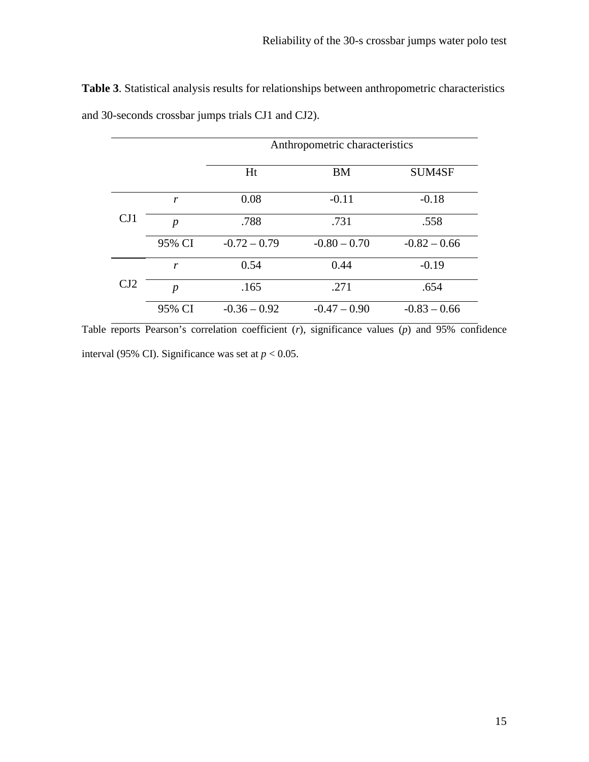**Table 3**. Statistical analysis results for relationships between anthropometric characteristics and 30-seconds crossbar jumps trials CJ1 and CJ2).

| | | Anthropometric characteristics | | |
|---|---|---|---|---|
| | | Ht | BM | SUM4SF |
| CJ1 | *r* | 0.08 | -0.11 | -0.18 |
| | *p* | .788 | .731 | .558 |
| | 95% CI | -0.72 – 0.79 | -0.80 – 0.70 | -0.82 – 0.66 |
| CJ2 | *r* | 0.54 | 0.44 | -0.19 |
| | *p* | .165 | .271 | .654 |
| | 95% CI | -0.36 – 0.92 | -0.47 – 0.90 | -0.83 – 0.66 |

Table reports Pearson's correlation coefficient ($r$), significance values ($p$) and 95% confidence interval (95% CI). Significance was set at $p < 0.05$.